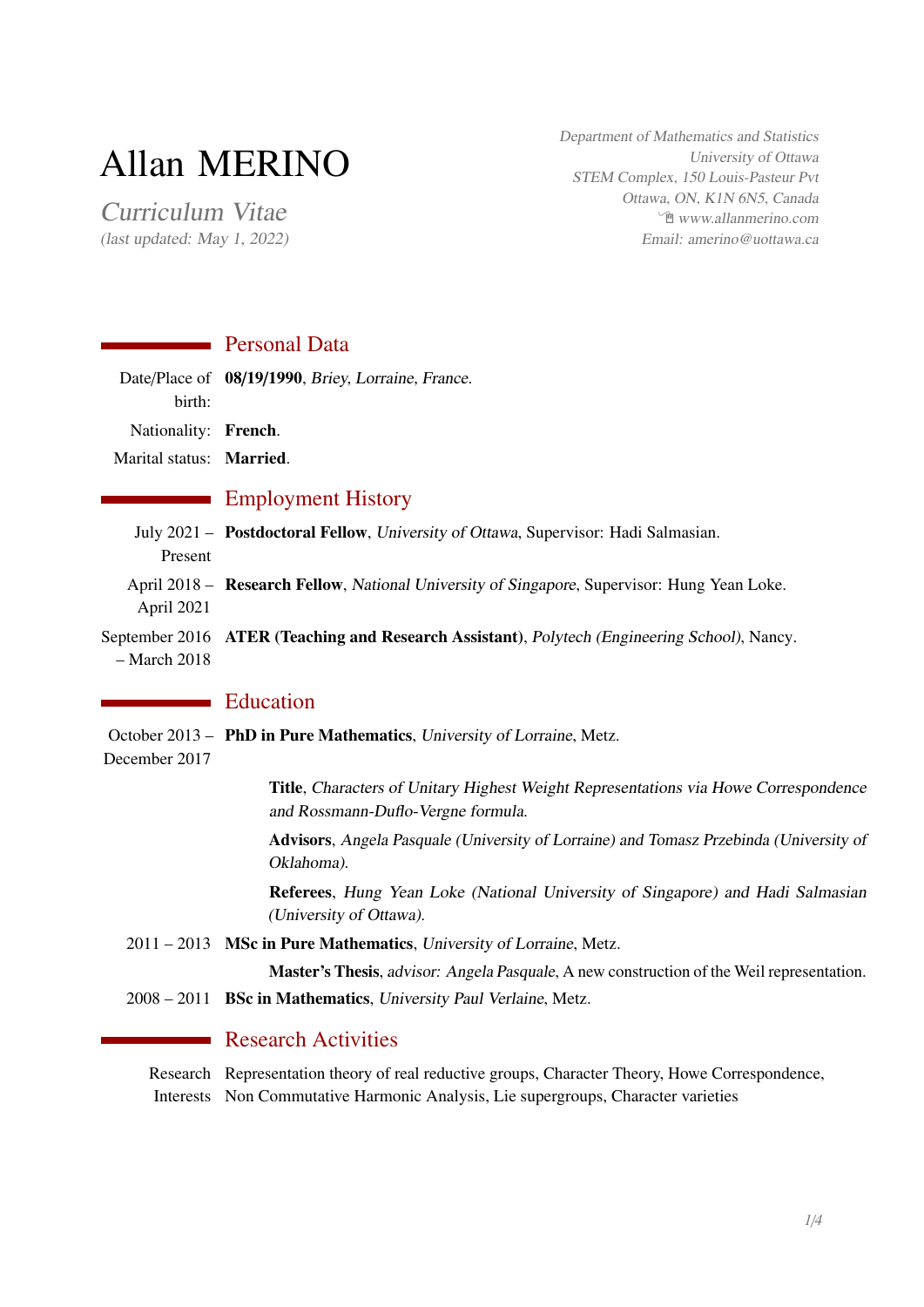# Allan MERINO

*Curriculum Vitae*
*(last updated: May 1, 2022)*

*Department of Mathematics and Statistics*
*University of Ottawa*
*STEM Complex, 150 Louis-Pasteur Pvt*
*Ottawa, ON, K1N 6N5, Canada*
*www.allanmerino.com*
*Email: amerino@uottawa.ca*

## Personal Data

Date/Place of birth: **08/19/1990**, *Briey, Lorraine, France.*

Nationality: **French**.

Marital status: **Married**.

## Employment History

July 2021 – Present: **Postdoctoral Fellow**, *University of Ottawa*, Supervisor: Hadi Salmasian.

April 2018 – April 2021: **Research Fellow**, *National University of Singapore*, Supervisor: Hung Yean Loke.

September 2016 – March 2018: **ATER (Teaching and Research Assistant)**, *Polytech (Engineering School)*, Nancy.

## Education

October 2013 – December 2017: **PhD in Pure Mathematics**, *University of Lorraine*, Metz.

**Title**, *Characters of Unitary Highest Weight Representations via Howe Correspondence and Rossmann-Duflo-Vergne formula.*

**Advisors**, *Angela Pasquale (University of Lorraine) and Tomasz Przebinda (University of Oklahoma).*

**Referees**, *Hung Yean Loke (National University of Singapore) and Hadi Salmasian (University of Ottawa).*

2011 – 2013: **MSc in Pure Mathematics**, *University of Lorraine*, Metz.

**Master's Thesis**, *advisor: Angela Pasquale*, A new construction of the Weil representation.

2008 – 2011: **BSc in Mathematics**, *University Paul Verlaine*, Metz.

## Research Activities

Research Interests: Representation theory of real reductive groups, Character Theory, Howe Correspondence, Non Commutative Harmonic Analysis, Lie supergroups, Character varieties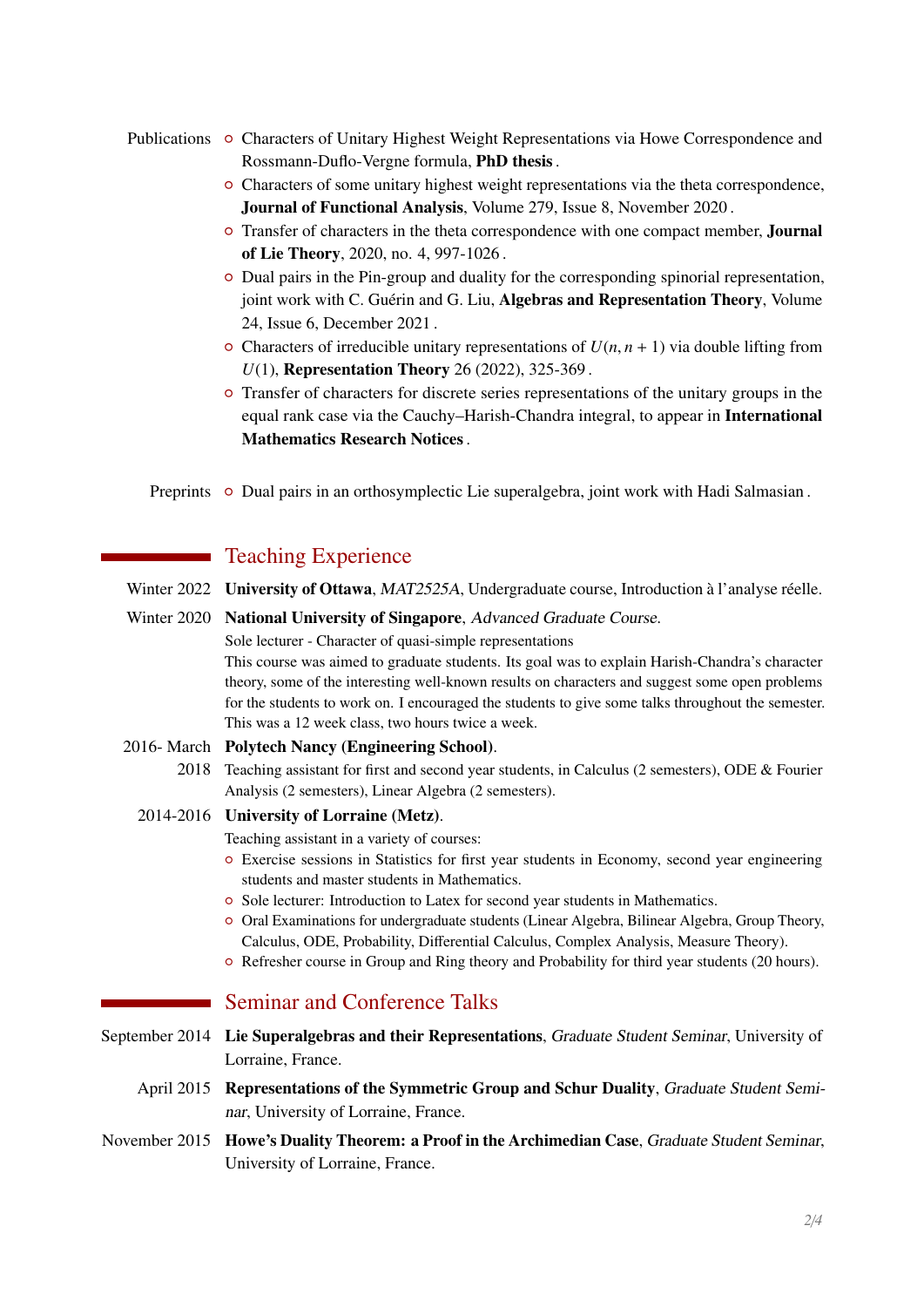**Publications**

- Characters of Unitary Highest Weight Representations via Howe Correspondence and Rossmann-Duflo-Vergne formula, **PhD thesis**.
- Characters of some unitary highest weight representations via the theta correspondence, **Journal of Functional Analysis**, Volume 279, Issue 8, November 2020.
- Transfer of characters in the theta correspondence with one compact member, **Journal of Lie Theory**, 2020, no. 4, 997-1026.
- Dual pairs in the Pin-group and duality for the corresponding spinorial representation, joint work with C. Guérin and G. Liu, **Algebras and Representation Theory**, Volume 24, Issue 6, December 2021.
- Characters of irreducible unitary representations of $U(n, n+1)$ via double lifting from $U(1)$, **Representation Theory** 26 (2022), 325-369.
- Transfer of characters for discrete series representations of the unitary groups in the equal rank case via the Cauchy–Harish-Chandra integral, to appear in **International Mathematics Research Notices**.

**Preprints**

- Dual pairs in an orthosymplectic Lie superalgebra, joint work with Hadi Salmasian.

## Teaching Experience

**Winter 2022** — **University of Ottawa**, *MAT2525A*, Undergraduate course, Introduction à l'analyse réelle.

**Winter 2020** — **National University of Singapore**, *Advanced Graduate Course*.
Sole lecturer - Character of quasi-simple representations
This course was aimed to graduate students. Its goal was to explain Harish-Chandra's character theory, some of the interesting well-known results on characters and suggest some open problems for the students to work on. I encouraged the students to give some talks throughout the semester. This was a 12 week class, two hours twice a week.

**2016- March 2018** — **Polytech Nancy (Engineering School)**.
Teaching assistant for first and second year students, in Calculus (2 semesters), ODE & Fourier Analysis (2 semesters), Linear Algebra (2 semesters).

**2014-2016** — **University of Lorraine (Metz)**.
Teaching assistant in a variety of courses:

- Exercise sessions in Statistics for first year students in Economy, second year engineering students and master students in Mathematics.
- Sole lecturer: Introduction to Latex for second year students in Mathematics.
- Oral Examinations for undergraduate students (Linear Algebra, Bilinear Algebra, Group Theory, Calculus, ODE, Probability, Differential Calculus, Complex Analysis, Measure Theory).
- Refresher course in Group and Ring theory and Probability for third year students (20 hours).

## Seminar and Conference Talks

**September 2014** — **Lie Superalgebras and their Representations**, *Graduate Student Seminar*, University of Lorraine, France.

**April 2015** — **Representations of the Symmetric Group and Schur Duality**, *Graduate Student Seminar*, University of Lorraine, France.

**November 2015** — **Howe's Duality Theorem: a Proof in the Archimedian Case**, *Graduate Student Seminar*, University of Lorraine, France.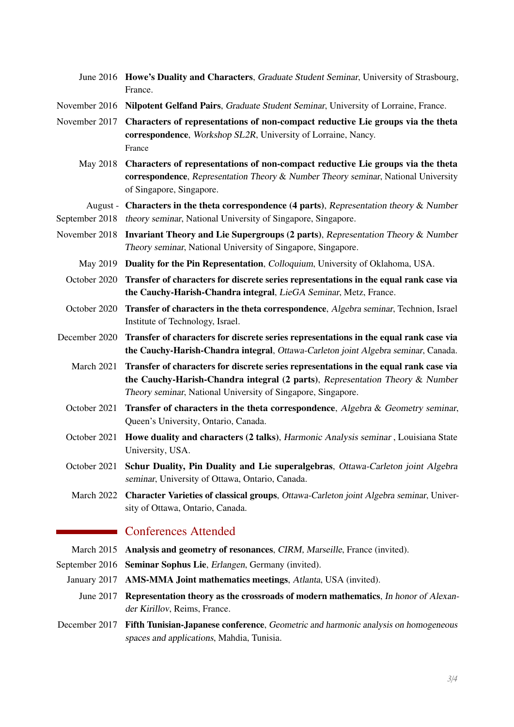June 2016 **Howe's Duality and Characters**, *Graduate Student Seminar*, University of Strasbourg, France.

November 2016 **Nilpotent Gelfand Pairs**, *Graduate Student Seminar*, University of Lorraine, France.

November 2017 **Characters of representations of non-compact reductive Lie groups via the theta correspondence**, *Workshop SL2R*, University of Lorraine, Nancy. France

May 2018 **Characters of representations of non-compact reductive Lie groups via the theta correspondence**, *Representation Theory & Number Theory seminar*, National University of Singapore, Singapore.

August - September 2018 **Characters in the theta correspondence (4 parts)**, *Representation theory & Number theory seminar*, National University of Singapore, Singapore.

November 2018 **Invariant Theory and Lie Supergroups (2 parts)**, *Representation Theory & Number Theory seminar*, National University of Singapore, Singapore.

May 2019 **Duality for the Pin Representation**, *Colloquium*, University of Oklahoma, USA.

October 2020 **Transfer of characters for discrete series representations in the equal rank case via the Cauchy-Harish-Chandra integral**, *LieGA Seminar*, Metz, France.

October 2020 **Transfer of characters in the theta correspondence**, *Algebra seminar*, Technion, Israel Institute of Technology, Israel.

December 2020 **Transfer of characters for discrete series representations in the equal rank case via the Cauchy-Harish-Chandra integral**, *Ottawa-Carleton joint Algebra seminar*, Canada.

March 2021 **Transfer of characters for discrete series representations in the equal rank case via the Cauchy-Harish-Chandra integral (2 parts)**, *Representation Theory & Number Theory seminar*, National University of Singapore, Singapore.

October 2021 **Transfer of characters in the theta correspondence**, *Algebra & Geometry seminar*, Queen's University, Ontario, Canada.

October 2021 **Howe duality and characters (2 talks)**, *Harmonic Analysis seminar* , Louisiana State University, USA.

October 2021 **Schur Duality, Pin Duality and Lie superalgebras**, *Ottawa-Carleton joint Algebra seminar*, University of Ottawa, Ontario, Canada.

March 2022 **Character Varieties of classical groups**, *Ottawa-Carleton joint Algebra seminar*, University of Ottawa, Ontario, Canada.

## Conferences Attended

March 2015 **Analysis and geometry of resonances**, *CIRM, Marseille*, France (invited).

September 2016 **Seminar Sophus Lie**, *Erlangen*, Germany (invited).

January 2017 **AMS-MMA Joint mathematics meetings**, *Atlanta*, USA (invited).

June 2017 **Representation theory as the crossroads of modern mathematics**, *In honor of Alexander Kirillov*, Reims, France.

December 2017 **Fifth Tunisian-Japanese conference**, *Geometric and harmonic analysis on homogeneous spaces and applications*, Mahdia, Tunisia.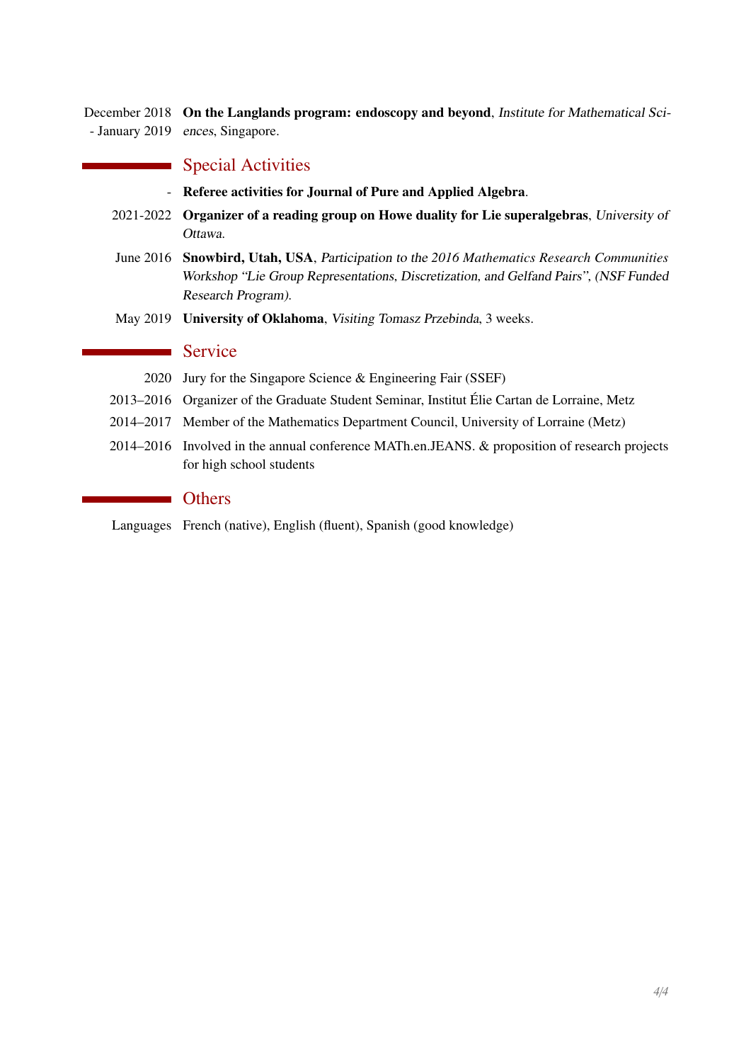December 2018 - January 2019 **On the Langlands program: endoscopy and beyond**, *Institute for Mathematical Sciences*, Singapore.

## Special Activities

- **Referee activities for Journal of Pure and Applied Algebra**.

2021-2022 **Organizer of a reading group on Howe duality for Lie superalgebras**, *University of Ottawa*.

June 2016 **Snowbird, Utah, USA**, *Participation to the 2016 Mathematics Research Communities Workshop "Lie Group Representations, Discretization, and Gelfand Pairs", (NSF Funded Research Program)*.

May 2019 **University of Oklahoma**, *Visiting Tomasz Przebinda*, 3 weeks.

## Service

2020 Jury for the Singapore Science & Engineering Fair (SSEF)

2013–2016 Organizer of the Graduate Student Seminar, Institut Élie Cartan de Lorraine, Metz

2014–2017 Member of the Mathematics Department Council, University of Lorraine (Metz)

2014–2016 Involved in the annual conference MATh.en.JEANS. & proposition of research projects for high school students

## Others

Languages French (native), English (fluent), Spanish (good knowledge)